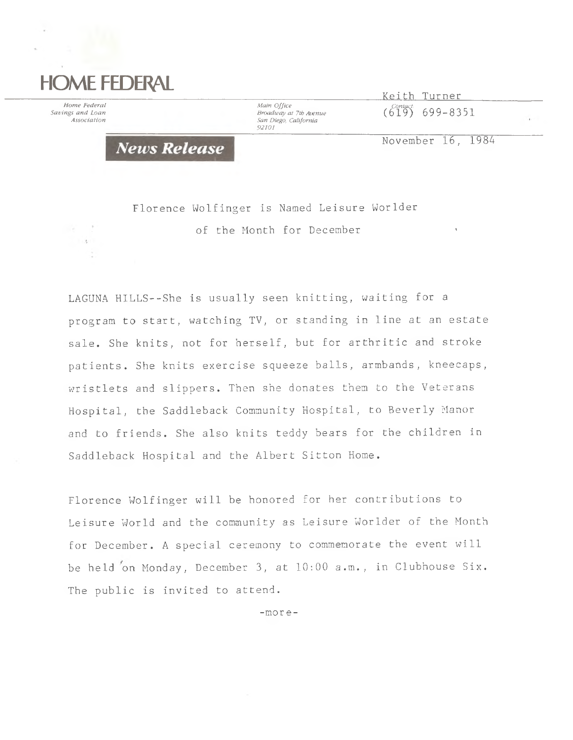# HOME FEDERAL

*Home Federal Savings and Loan Association*

*Main Office*
*Broadway at 7th Avenue*
*San Diego, California*
*92101*

Keith Turner
Contact
(619) 699-8351

November 16, 1984

***News Release***

Florence Wolfinger is Named Leisure Worlder of the Month for December

LAGUNA HILLS--She is usually seen knitting, waiting for a program to start, watching TV, or standing in line at an estate sale. She knits, not for herself, but for arthritic and stroke patients. She knits exercise squeeze balls, armbands, kneecaps, wristlets and slippers. Then she donates them to the Veterans Hospital, the Saddleback Community Hospital, to Beverly Manor and to friends. She also knits teddy bears for the children in Saddleback Hospital and the Albert Sitton Home.

Florence Wolfinger will be honored for her contributions to Leisure World and the community as Leisure Worlder of the Month for December. A special ceremony to commemorate the event will be held on Monday, December 3, at 10:00 a.m., in Clubhouse Six. The public is invited to attend.

-more-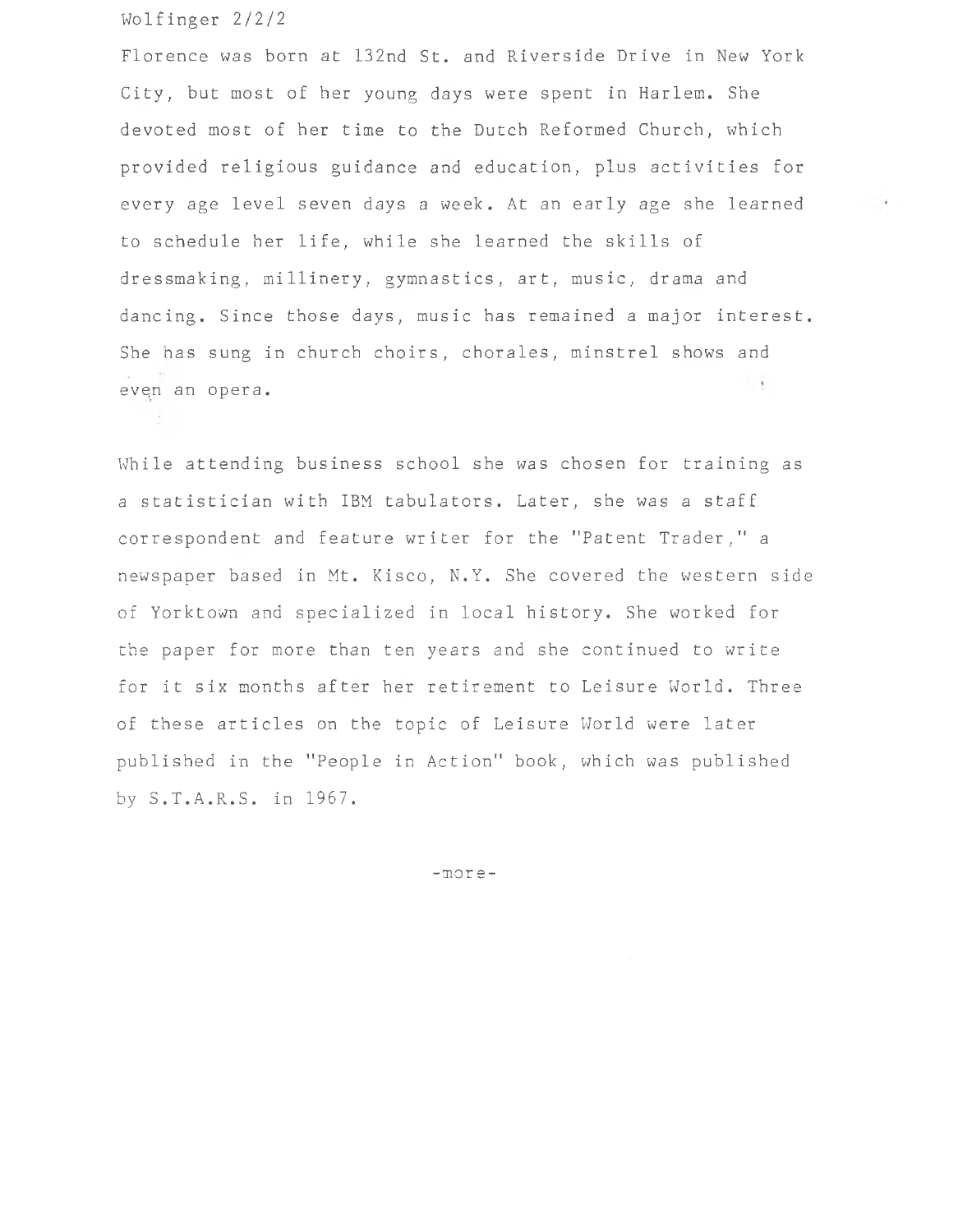Florence was born at 132nd St. and Riverside Drive in New York City, but most of her young days were spent in Harlem. She devoted most of her time to the Dutch Reformed Church, which provided religious guidance and education, plus activities for every age level seven days a week. At an early age she learned to schedule her life, while she learned the skills of dressmaking, millinery, gymnastics, art, music, drama and dancing. Since those days, music has remained a major interest. She has sung in church choirs, chorales, minstrel shows and even an opera.

While attending business school she was chosen for training as a statistician with IBM tabulators. Later, she was a staff correspondent and feature writer for the "Patent Trader," a newspaper based in Mt. Kisco, N.Y. She covered the western side of Yorktown and specialized in local history. She worked for the paper for more than ten years and she continued to write for it six months after her retirement to Leisure World. Three of these articles on the topic of Leisure World were later published in the "People in Action" book, which was published by S.T.A.R.S. in 1967.

-more-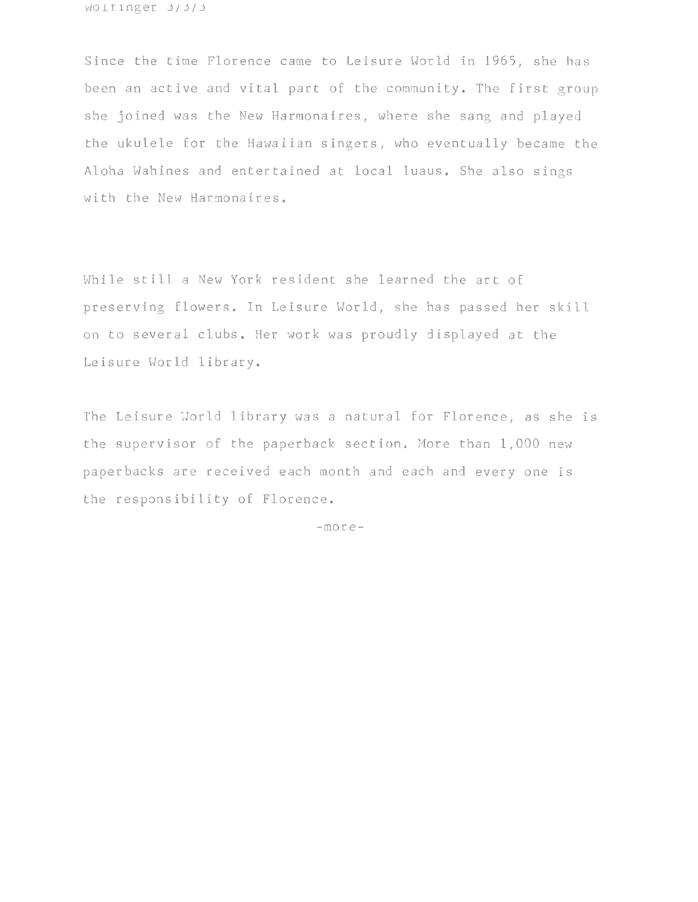Since the time Florence came to Leisure World in 1965, she has been an active and vital part of the community. The first group she joined was the New Harmonaires, where she sang and played the ukulele for the Hawaiian singers, who eventually became the Aloha Wahines and entertained at local luaus. She also sings with the New Harmonaires.

While still a New York resident she learned the art of preserving flowers. In Leisure World, she has passed her skill on to several clubs. Her work was proudly displayed at the Leisure World library.

The Leisure World library was a natural for Florence, as she is the supervisor of the paperback section. More than 1,000 new paperbacks are received each month and each and every one is the responsibility of Florence.

-more-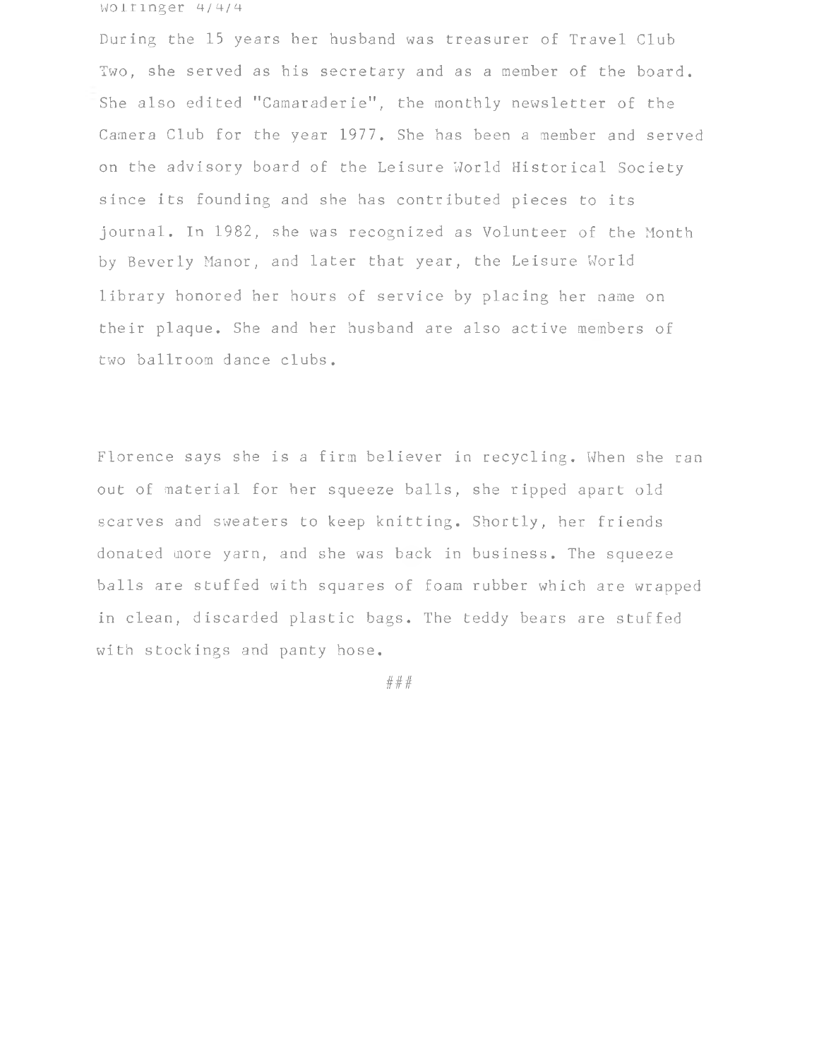During the 15 years her husband was treasurer of Travel Club Two, she served as his secretary and as a member of the board. She also edited "Camaraderie", the monthly newsletter of the Camera Club for the year 1977. She has been a member and served on the advisory board of the Leisure World Historical Society since its founding and she has contributed pieces to its journal. In 1982, she was recognized as Volunteer of the Month by Beverly Manor, and later that year, the Leisure World library honored her hours of service by placing her name on their plaque. She and her husband are also active members of two ballroom dance clubs.

Florence says she is a firm believer in recycling. When she ran out of material for her squeeze balls, she ripped apart old scarves and sweaters to keep knitting. Shortly, her friends donated more yarn, and she was back in business. The squeeze balls are stuffed with squares of foam rubber which are wrapped in clean, discarded plastic bags. The teddy bears are stuffed with stockings and panty hose.

###